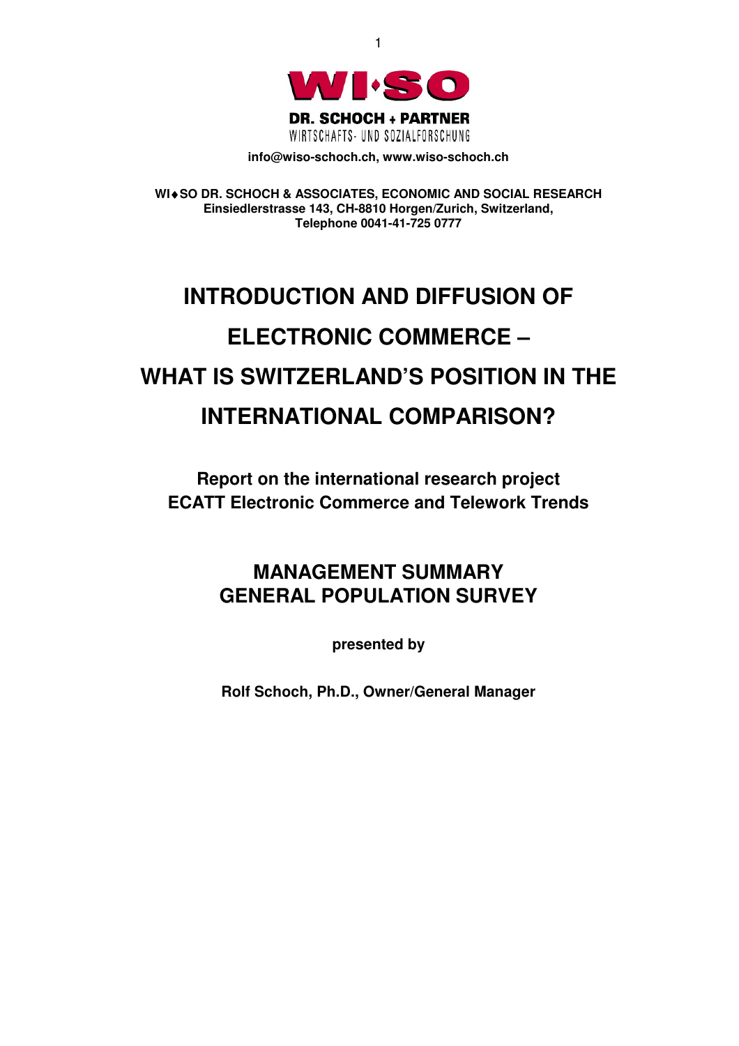**WI·SO**

**DR. SCHOCH + PARTNER**
WIRTSCHAFTS- UND SOZIALFORSCHUNG

**info@wiso-schoch.ch, www.wiso-schoch.ch**

**WI♦SO DR. SCHOCH & ASSOCIATES, ECONOMIC AND SOCIAL RESEARCH**
**Einsiedlerstrasse 143, CH-8810 Horgen/Zurich, Switzerland,**
**Telephone 0041-41-725 0777**

# INTRODUCTION AND DIFFUSION OF ELECTRONIC COMMERCE – WHAT IS SWITZERLAND'S POSITION IN THE INTERNATIONAL COMPARISON?

**Report on the international research project**
**ECATT Electronic Commerce and Telework Trends**

## MANAGEMENT SUMMARY
## GENERAL POPULATION SURVEY

**presented by**

**Rolf Schoch, Ph.D., Owner/General Manager**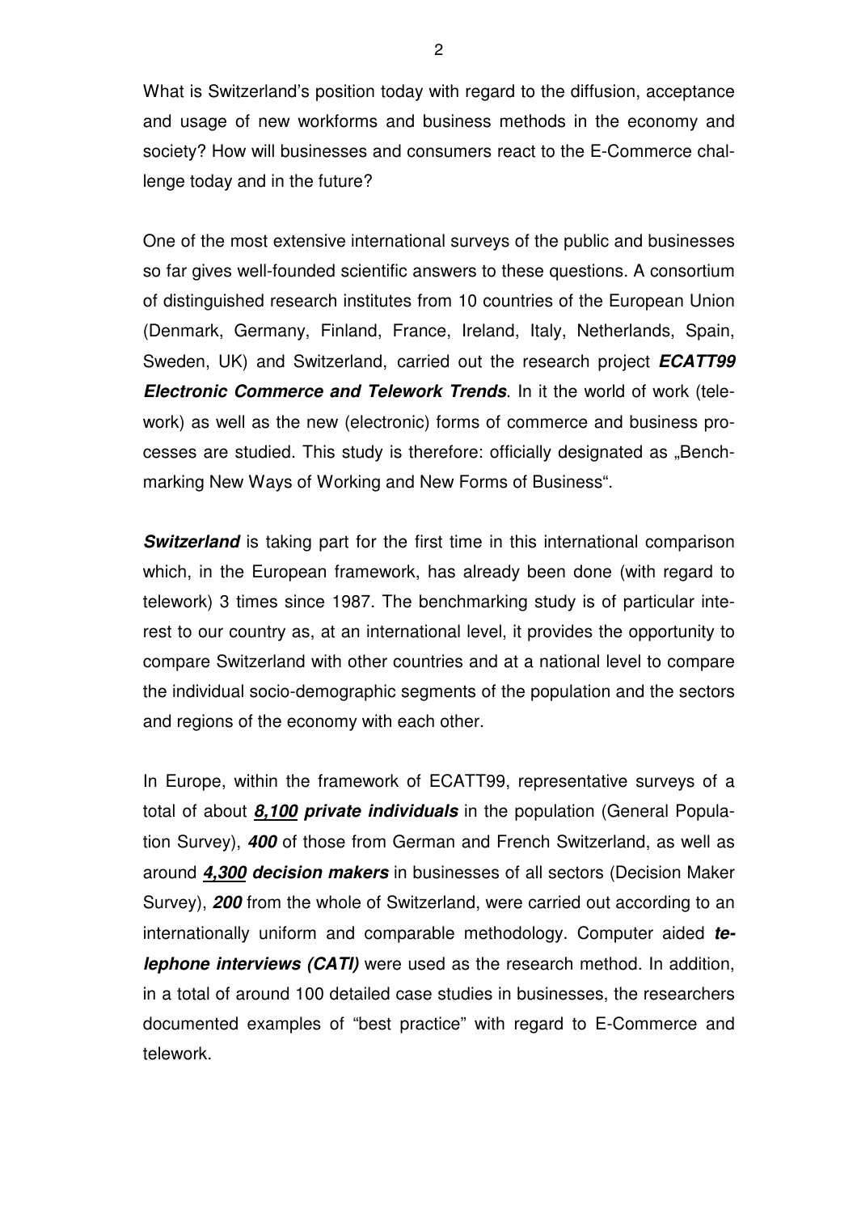What is Switzerland's position today with regard to the diffusion, acceptance and usage of new workforms and business methods in the economy and society? How will businesses and consumers react to the E-Commerce challenge today and in the future?

One of the most extensive international surveys of the public and businesses so far gives well-founded scientific answers to these questions. A consortium of distinguished research institutes from 10 countries of the European Union (Denmark, Germany, Finland, France, Ireland, Italy, Netherlands, Spain, Sweden, UK) and Switzerland, carried out the research project ***ECATT99 Electronic Commerce and Telework Trends***. In it the world of work (telework) as well as the new (electronic) forms of commerce and business processes are studied. This study is therefore: officially designated as „Benchmarking New Ways of Working and New Forms of Business".

***Switzerland*** is taking part for the first time in this international comparison which, in the European framework, has already been done (with regard to telework) 3 times since 1987. The benchmarking study is of particular interest to our country as, at an international level, it provides the opportunity to compare Switzerland with other countries and at a national level to compare the individual socio-demographic segments of the population and the sectors and regions of the economy with each other.

In Europe, within the framework of ECATT99, representative surveys of a total of about <u>***8,100***</u> ***private individuals*** in the population (General Population Survey), ***400*** of those from German and French Switzerland, as well as around <u>***4,300***</u> ***decision makers*** in businesses of all sectors (Decision Maker Survey), ***200*** from the whole of Switzerland, were carried out according to an internationally uniform and comparable methodology. Computer aided ***telephone interviews (CATI)*** were used as the research method. In addition, in a total of around 100 detailed case studies in businesses, the researchers documented examples of "best practice" with regard to E-Commerce and telework.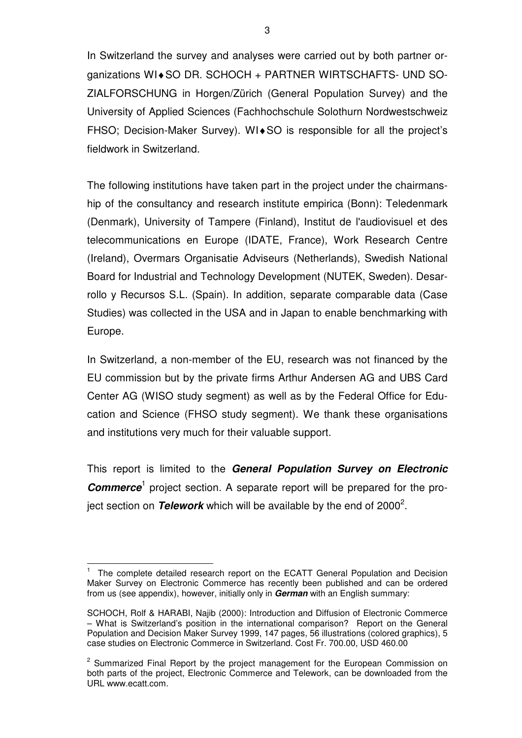In Switzerland the survey and analyses were carried out by both partner organizations WI♦SO DR. SCHOCH + PARTNER WIRTSCHAFTS- UND SOZIALFORSCHUNG in Horgen/Zürich (General Population Survey) and the University of Applied Sciences (Fachhochschule Solothurn Nordwestschweiz FHSO; Decision-Maker Survey). WI♦SO is responsible for all the project's fieldwork in Switzerland.

The following institutions have taken part in the project under the chairmanship of the consultancy and research institute empirica (Bonn): Teledenmark (Denmark), University of Tampere (Finland), Institut de l'audiovisuel et des telecommunications en Europe (IDATE, France), Work Research Centre (Ireland), Overmars Organisatie Adviseurs (Netherlands), Swedish National Board for Industrial and Technology Development (NUTEK, Sweden). Desarrollo y Recursos S.L. (Spain). In addition, separate comparable data (Case Studies) was collected in the USA and in Japan to enable benchmarking with Europe.

In Switzerland, a non-member of the EU, research was not financed by the EU commission but by the private firms Arthur Andersen AG and UBS Card Center AG (WISO study segment) as well as by the Federal Office for Education and Science (FHSO study segment). We thank these organisations and institutions very much for their valuable support.

This report is limited to the ***General Population Survey on Electronic Commerce***[1] project section. A separate report will be prepared for the project section on ***Telework*** which will be available by the end of 2000[2].

---

[1] The complete detailed research report on the ECATT General Population and Decision Maker Survey on Electronic Commerce has recently been published and can be ordered from us (see appendix), however, initially only in ***German*** with an English summary:

SCHOCH, Rolf & HARABI, Najib (2000): Introduction and Diffusion of Electronic Commerce – What is Switzerland's position in the international comparison? Report on the General Population and Decision Maker Survey 1999, 147 pages, 56 illustrations (colored graphics), 5 case studies on Electronic Commerce in Switzerland. Cost Fr. 700.00, USD 460.00

[2] Summarized Final Report by the project management for the European Commission on both parts of the project, Electronic Commerce and Telework, can be downloaded from the URL www.ecatt.com.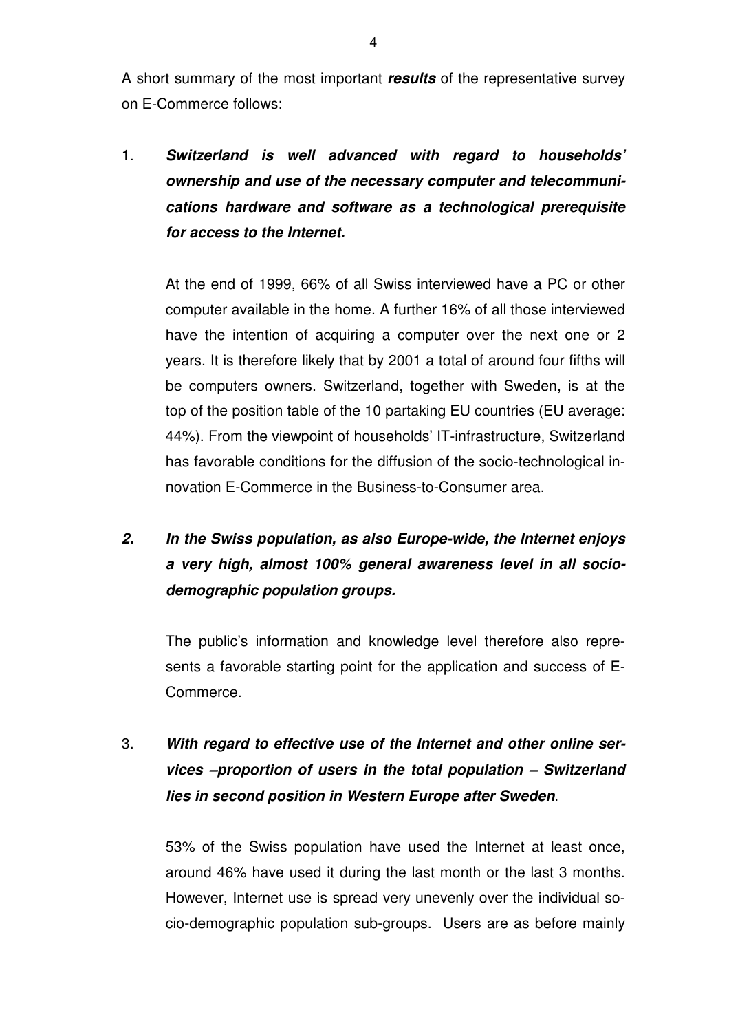A short summary of the most important ***results*** of the representative survey on E-Commerce follows:

1. ***Switzerland is well advanced with regard to households' ownership and use of the necessary computer and telecommunications hardware and software as a technological prerequisite for access to the Internet.***

   At the end of 1999, 66% of all Swiss interviewed have a PC or other computer available in the home. A further 16% of all those interviewed have the intention of acquiring a computer over the next one or 2 years. It is therefore likely that by 2001 a total of around four fifths will be computers owners. Switzerland, together with Sweden, is at the top of the position table of the 10 partaking EU countries (EU average: 44%). From the viewpoint of households' IT-infrastructure, Switzerland has favorable conditions for the diffusion of the socio-technological innovation E-Commerce in the Business-to-Consumer area.

2. ***In the Swiss population, as also Europe-wide, the Internet enjoys a very high, almost 100% general awareness level in all socio-demographic population groups.***

   The public's information and knowledge level therefore also represents a favorable starting point for the application and success of E-Commerce.

3. ***With regard to effective use of the Internet and other online services –proportion of users in the total population – Switzerland lies in second position in Western Europe after Sweden***.

   53% of the Swiss population have used the Internet at least once, around 46% have used it during the last month or the last 3 months. However, Internet use is spread very unevenly over the individual socio-demographic population sub-groups. Users are as before mainly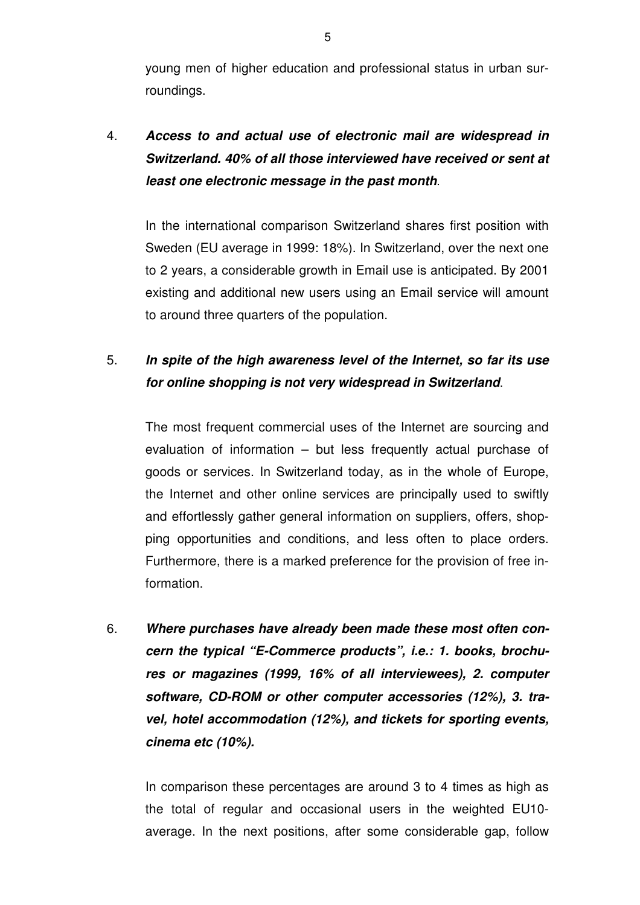young men of higher education and professional status in urban surroundings.

4. ***Access to and actual use of electronic mail are widespread in Switzerland. 40% of all those interviewed have received or sent at least one electronic message in the past month***.

   In the international comparison Switzerland shares first position with Sweden (EU average in 1999: 18%). In Switzerland, over the next one to 2 years, a considerable growth in Email use is anticipated. By 2001 existing and additional new users using an Email service will amount to around three quarters of the population.

5. ***In spite of the high awareness level of the Internet, so far its use for online shopping is not very widespread in Switzerland***.

   The most frequent commercial uses of the Internet are sourcing and evaluation of information – but less frequently actual purchase of goods or services. In Switzerland today, as in the whole of Europe, the Internet and other online services are principally used to swiftly and effortlessly gather general information on suppliers, offers, shopping opportunities and conditions, and less often to place orders. Furthermore, there is a marked preference for the provision of free information.

6. ***Where purchases have already been made these most often concern the typical "E-Commerce products", i.e.: 1. books, brochures or magazines (1999, 16% of all interviewees), 2. computer software, CD-ROM or other computer accessories (12%), 3. travel, hotel accommodation (12%), and tickets for sporting events, cinema etc (10%).***

   In comparison these percentages are around 3 to 4 times as high as the total of regular and occasional users in the weighted EU10-average. In the next positions, after some considerable gap, follow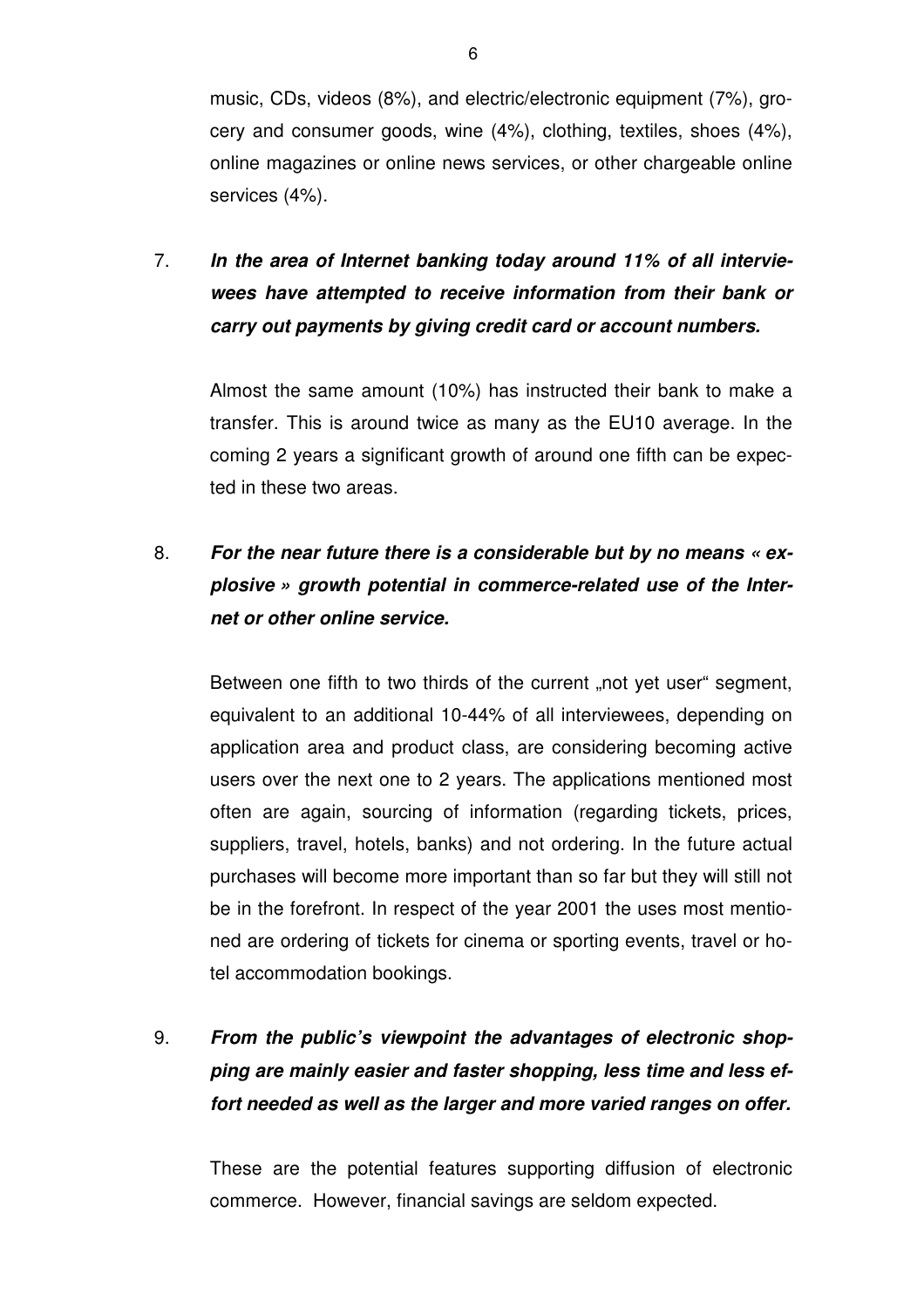music, CDs, videos (8%), and electric/electronic equipment (7%), grocery and consumer goods, wine (4%), clothing, textiles, shoes (4%), online magazines or online news services, or other chargeable online services (4%).

7. ***In the area of Internet banking today around 11% of all interviewees have attempted to receive information from their bank or carry out payments by giving credit card or account numbers.***

   Almost the same amount (10%) has instructed their bank to make a transfer. This is around twice as many as the EU10 average. In the coming 2 years a significant growth of around one fifth can be expected in these two areas.

8. ***For the near future there is a considerable but by no means « explosive » growth potential in commerce-related use of the Internet or other online service.***

   Between one fifth to two thirds of the current „not yet user" segment, equivalent to an additional 10-44% of all interviewees, depending on application area and product class, are considering becoming active users over the next one to 2 years. The applications mentioned most often are again, sourcing of information (regarding tickets, prices, suppliers, travel, hotels, banks) and not ordering. In the future actual purchases will become more important than so far but they will still not be in the forefront. In respect of the year 2001 the uses most mentioned are ordering of tickets for cinema or sporting events, travel or hotel accommodation bookings.

9. ***From the public's viewpoint the advantages of electronic shopping are mainly easier and faster shopping, less time and less effort needed as well as the larger and more varied ranges on offer.***

   These are the potential features supporting diffusion of electronic commerce. However, financial savings are seldom expected.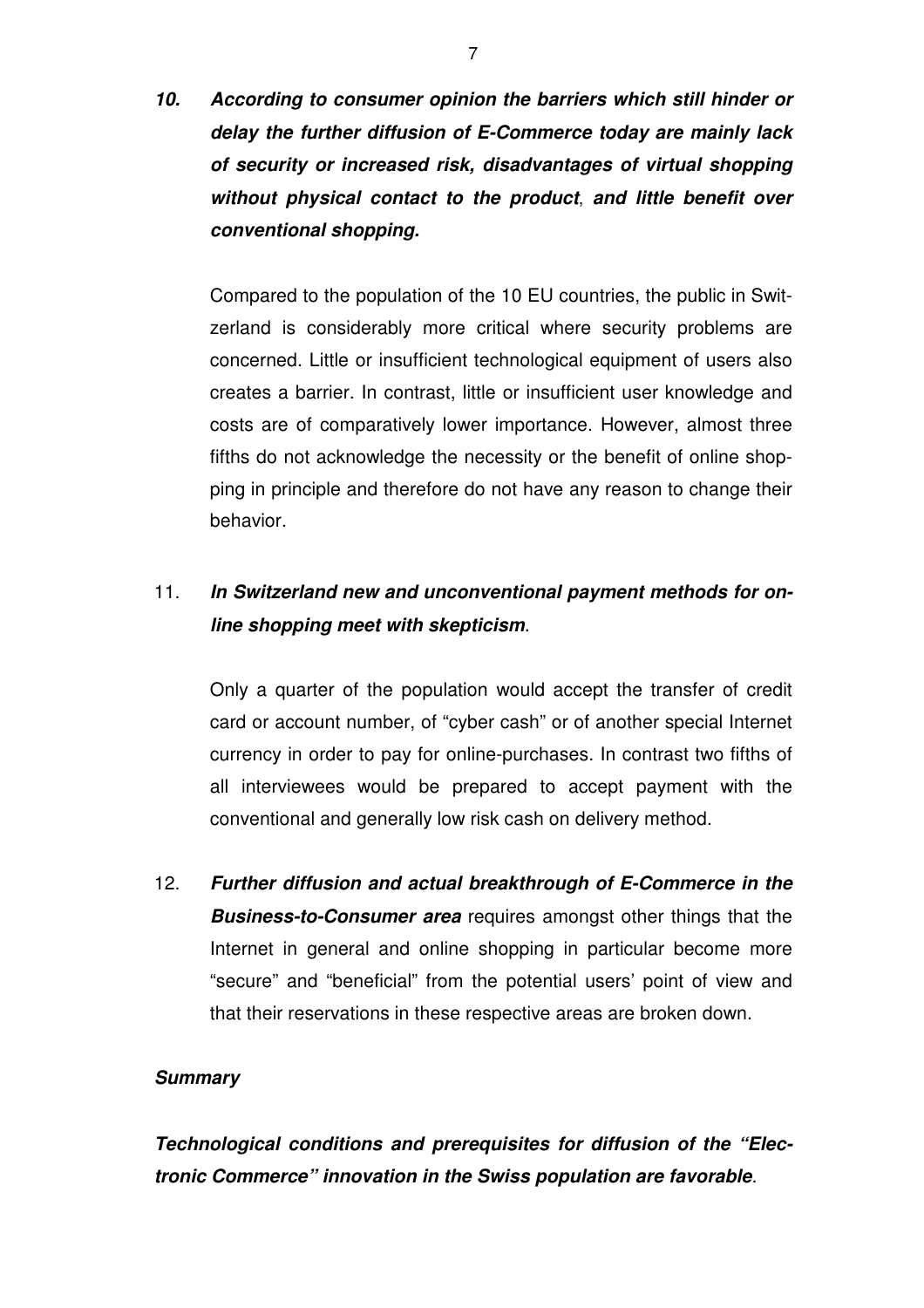10. ***According to consumer opinion the barriers which still hinder or delay the further diffusion of E-Commerce today are mainly lack of security or increased risk, disadvantages of virtual shopping without physical contact to the product, and little benefit over conventional shopping.***

    Compared to the population of the 10 EU countries, the public in Switzerland is considerably more critical where security problems are concerned. Little or insufficient technological equipment of users also creates a barrier. In contrast, little or insufficient user knowledge and costs are of comparatively lower importance. However, almost three fifths do not acknowledge the necessity or the benefit of online shopping in principle and therefore do not have any reason to change their behavior.

11. ***In Switzerland new and unconventional payment methods for online shopping meet with skepticism***.

    Only a quarter of the population would accept the transfer of credit card or account number, of "cyber cash" or of another special Internet currency in order to pay for online-purchases. In contrast two fifths of all interviewees would be prepared to accept payment with the conventional and generally low risk cash on delivery method.

12. ***Further diffusion and actual breakthrough of E-Commerce in the Business-to-Consumer area*** requires amongst other things that the Internet in general and online shopping in particular become more "secure" and "beneficial" from the potential users' point of view and that their reservations in these respective areas are broken down.

***Summary***

***Technological conditions and prerequisites for diffusion of the "Electronic Commerce" innovation in the Swiss population are favorable***.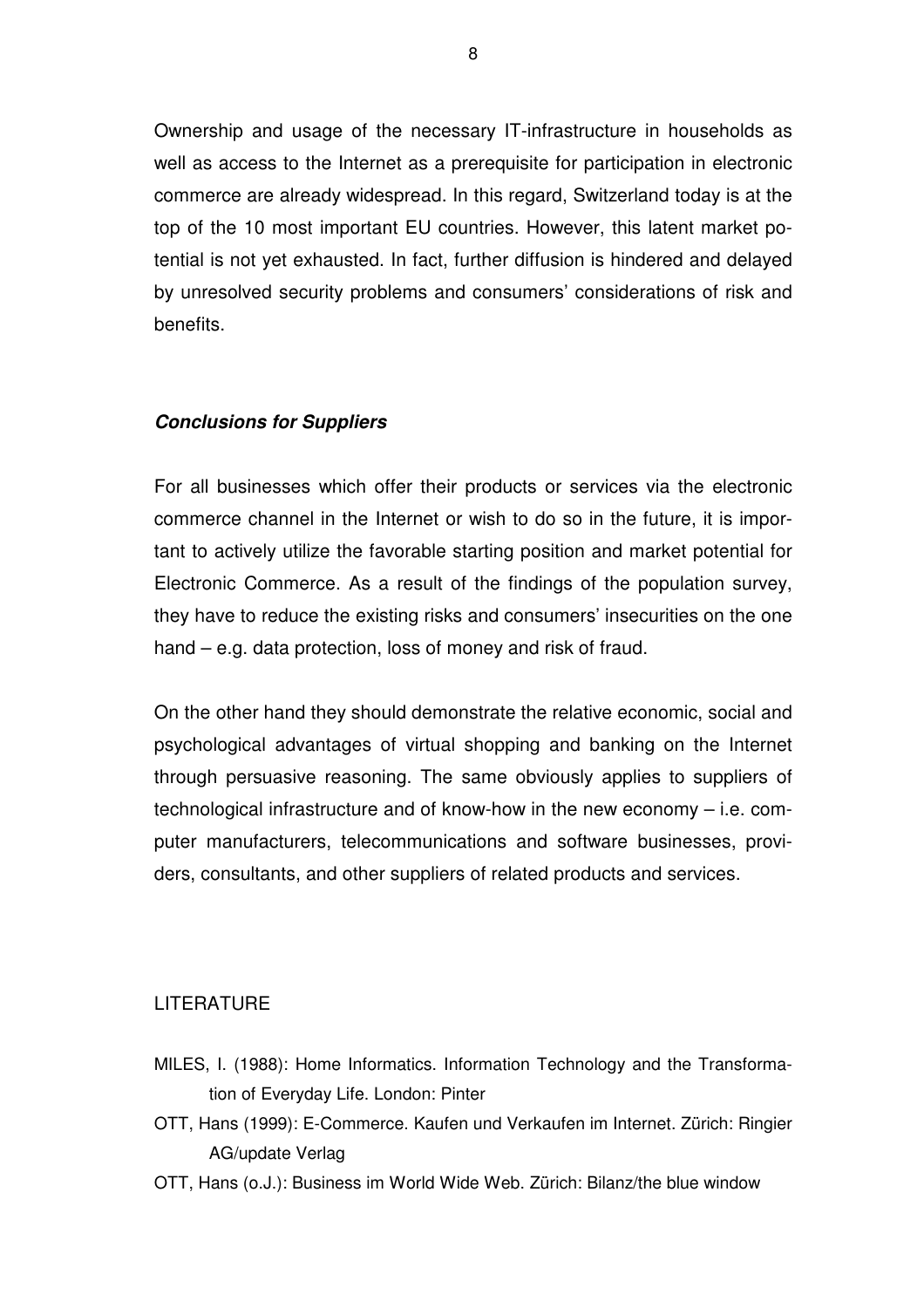Ownership and usage of the necessary IT-infrastructure in households as well as access to the Internet as a prerequisite for participation in electronic commerce are already widespread. In this regard, Switzerland today is at the top of the 10 most important EU countries. However, this latent market potential is not yet exhausted. In fact, further diffusion is hindered and delayed by unresolved security problems and consumers' considerations of risk and benefits.

### *Conclusions for Suppliers*

For all businesses which offer their products or services via the electronic commerce channel in the Internet or wish to do so in the future, it is important to actively utilize the favorable starting position and market potential for Electronic Commerce. As a result of the findings of the population survey, they have to reduce the existing risks and consumers' insecurities on the one hand – e.g. data protection, loss of money and risk of fraud.

On the other hand they should demonstrate the relative economic, social and psychological advantages of virtual shopping and banking on the Internet through persuasive reasoning. The same obviously applies to suppliers of technological infrastructure and of know-how in the new economy – i.e. computer manufacturers, telecommunications and software businesses, providers, consultants, and other suppliers of related products and services.

## LITERATURE

MILES, I. (1988): Home Informatics. Information Technology and the Transformation of Everyday Life. London: Pinter

OTT, Hans (1999): E-Commerce. Kaufen und Verkaufen im Internet. Zürich: Ringier AG/update Verlag

OTT, Hans (o.J.): Business im World Wide Web. Zürich: Bilanz/the blue window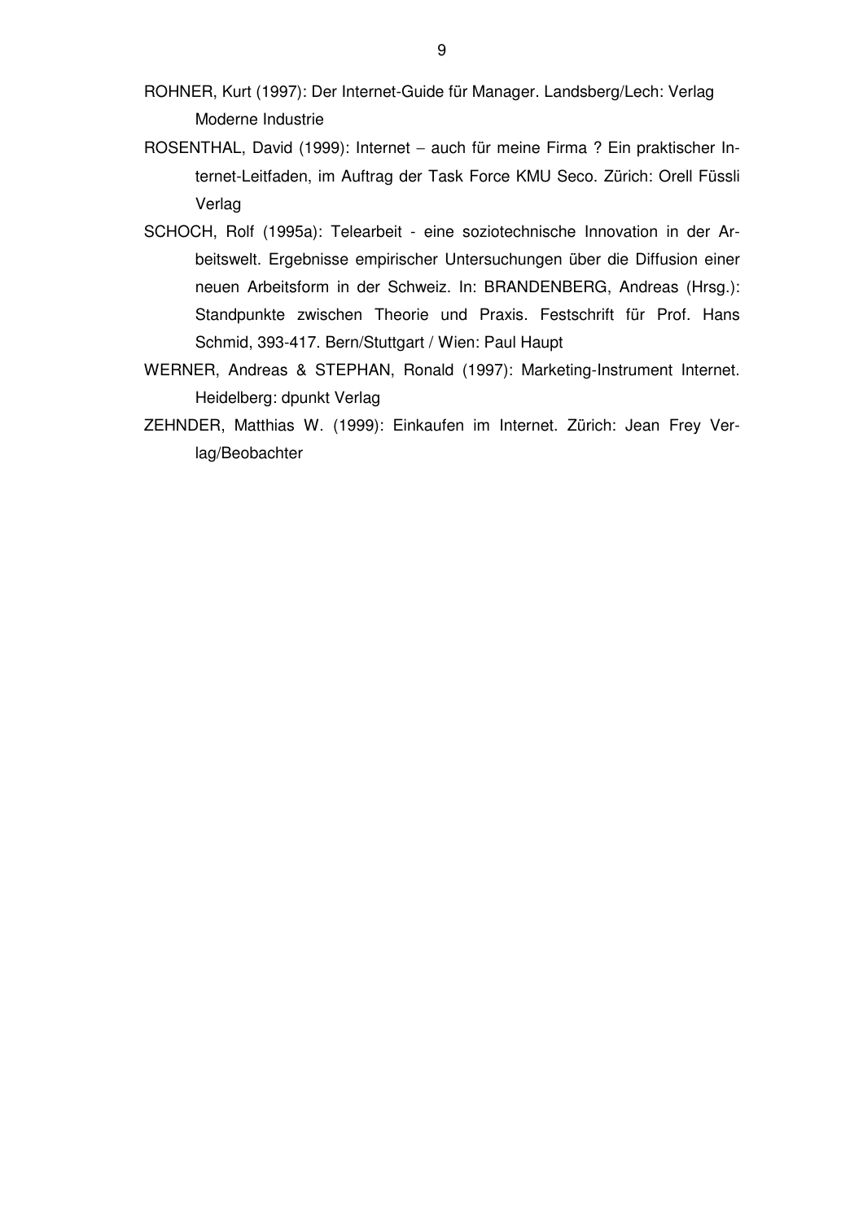ROHNER, Kurt (1997): Der Internet-Guide für Manager. Landsberg/Lech: Verlag Moderne Industrie

ROSENTHAL, David (1999): Internet – auch für meine Firma ? Ein praktischer Internet-Leitfaden, im Auftrag der Task Force KMU Seco. Zürich: Orell Füssli Verlag

SCHOCH, Rolf (1995a): Telearbeit - eine soziotechnische Innovation in der Arbeitswelt. Ergebnisse empirischer Untersuchungen über die Diffusion einer neuen Arbeitsform in der Schweiz. In: BRANDENBERG, Andreas (Hrsg.): Standpunkte zwischen Theorie und Praxis. Festschrift für Prof. Hans Schmid, 393-417. Bern/Stuttgart / Wien: Paul Haupt

WERNER, Andreas & STEPHAN, Ronald (1997): Marketing-Instrument Internet. Heidelberg: dpunkt Verlag

ZEHNDER, Matthias W. (1999): Einkaufen im Internet. Zürich: Jean Frey Verlag/Beobachter